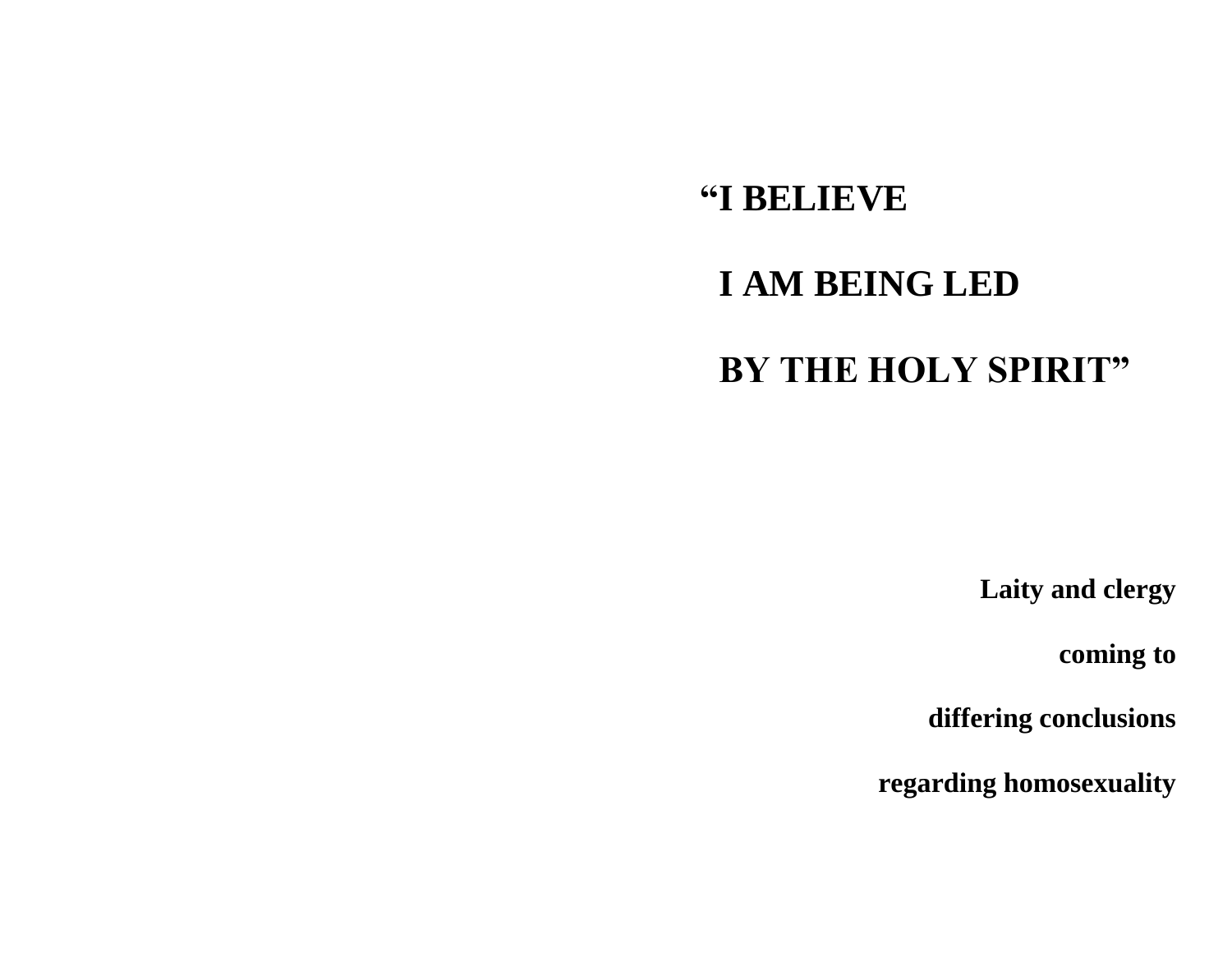# "I BELIEVE

# I AM BEING LED

# BY THE HOLY SPIRIT"

**Laity and clergy**

**coming to**

**differing conclusions**

**regarding homosexuality**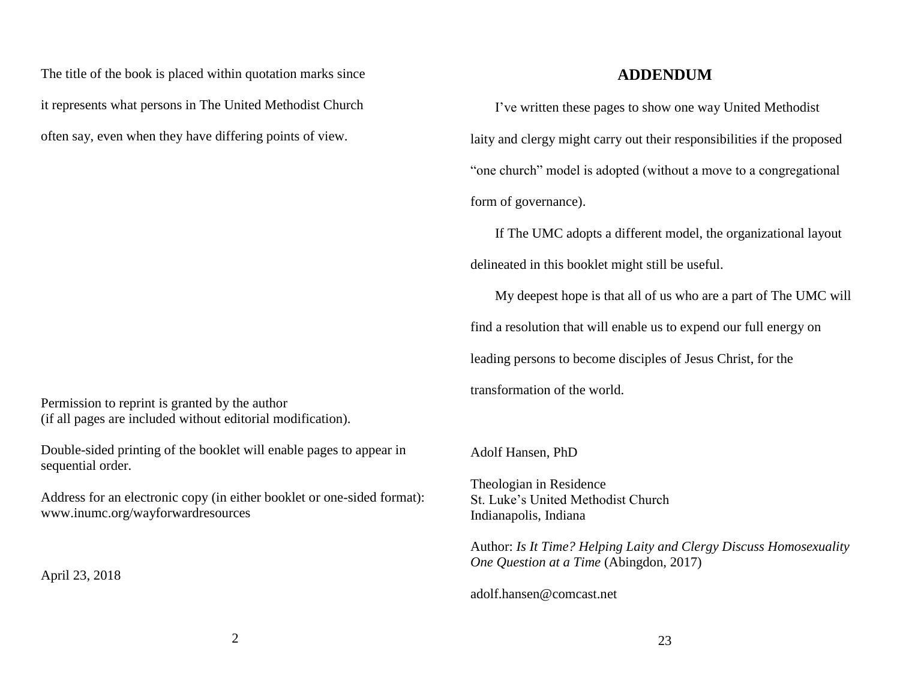The title of the book is placed within quotation marks since it represents what persons in The United Methodist Church often say, even when they have differing points of view.

Permission to reprint is granted by the author
(if all pages are included without editorial modification).

Double-sided printing of the booklet will enable pages to appear in sequential order.

Address for an electronic copy (in either booklet or one-sided format):
www.inumc.org/wayforwardresources

April 23, 2018

## ADDENDUM

I've written these pages to show one way United Methodist laity and clergy might carry out their responsibilities if the proposed "one church" model is adopted (without a move to a congregational form of governance).

If The UMC adopts a different model, the organizational layout delineated in this booklet might still be useful.

My deepest hope is that all of us who are a part of The UMC will find a resolution that will enable us to expend our full energy on leading persons to become disciples of Jesus Christ, for the transformation of the world.

Adolf Hansen, PhD

Theologian in Residence
St. Luke's United Methodist Church
Indianapolis, Indiana

Author: *Is It Time? Helping Laity and Clergy Discuss Homosexuality One Question at a Time* (Abingdon, 2017)

adolf.hansen@comcast.net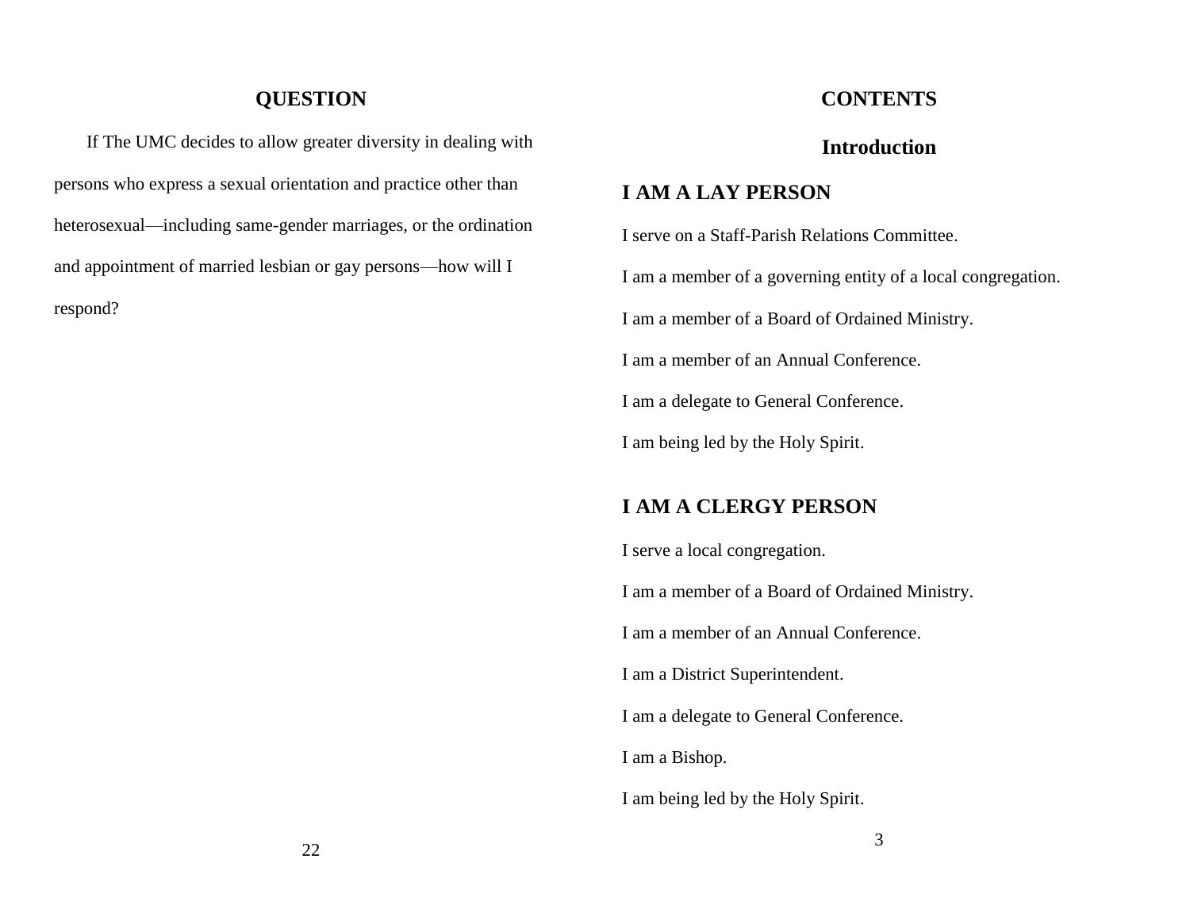## QUESTION

If The UMC decides to allow greater diversity in dealing with persons who express a sexual orientation and practice other than heterosexual—including same-gender marriages, or the ordination and appointment of married lesbian or gay persons—how will I respond?

## CONTENTS

### Introduction

### I AM A LAY PERSON

I serve on a Staff-Parish Relations Committee.

I am a member of a governing entity of a local congregation.

I am a member of a Board of Ordained Ministry.

I am a member of an Annual Conference.

I am a delegate to General Conference.

I am being led by the Holy Spirit.

### I AM A CLERGY PERSON

I serve a local congregation.

I am a member of a Board of Ordained Ministry.

I am a member of an Annual Conference.

I am a District Superintendent.

I am a delegate to General Conference.

I am a Bishop.

I am being led by the Holy Spirit.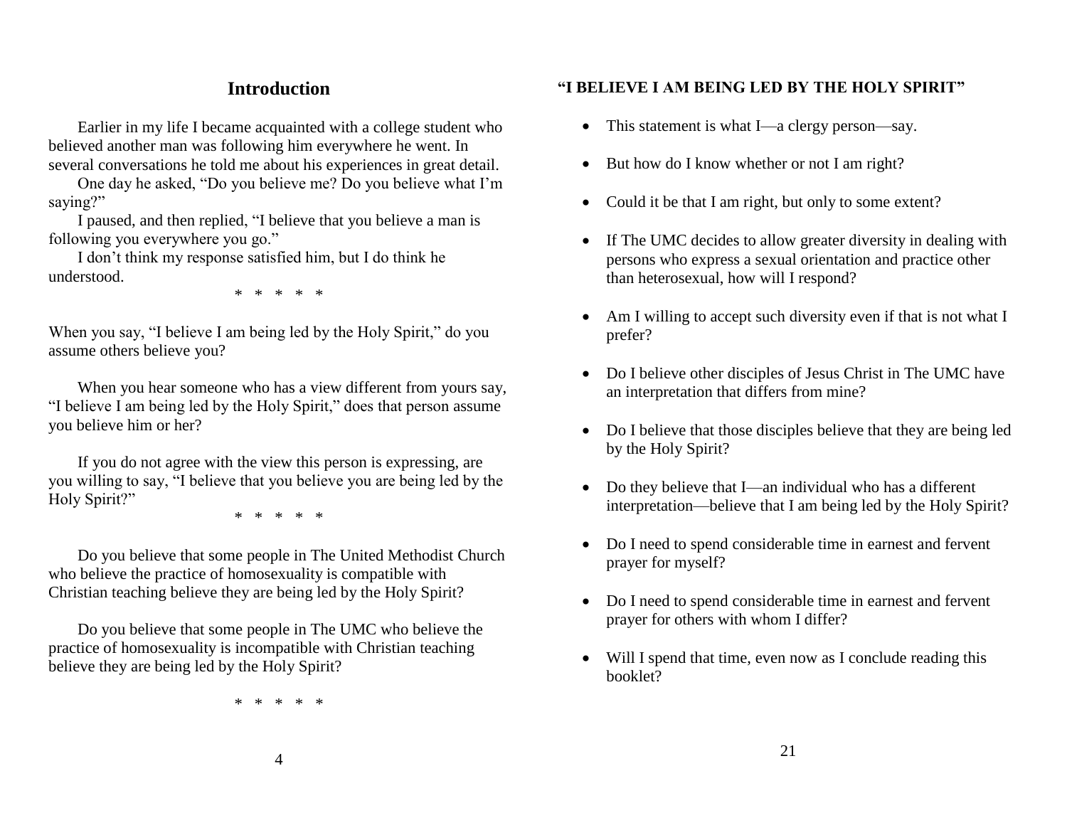# Introduction

Earlier in my life I became acquainted with a college student who believed another man was following him everywhere he went. In several conversations he told me about his experiences in great detail.

One day he asked, "Do you believe me? Do you believe what I'm saying?"

I paused, and then replied, "I believe that you believe a man is following you everywhere you go."

I don't think my response satisfied him, but I do think he understood.

\* \* \* \* \*

When you say, "I believe I am being led by the Holy Spirit," do you assume others believe you?

When you hear someone who has a view different from yours say, "I believe I am being led by the Holy Spirit," does that person assume you believe him or her?

If you do not agree with the view this person is expressing, are you willing to say, "I believe that you believe you are being led by the Holy Spirit?"

\* \* \* \* \*

Do you believe that some people in The United Methodist Church who believe the practice of homosexuality is compatible with Christian teaching believe they are being led by the Holy Spirit?

Do you believe that some people in The UMC who believe the practice of homosexuality is incompatible with Christian teaching believe they are being led by the Holy Spirit?

\* \* \* \* \*

### "I BELIEVE I AM BEING LED BY THE HOLY SPIRIT"

- This statement is what I—a clergy person—say.
- But how do I know whether or not I am right?
- Could it be that I am right, but only to some extent?
- If The UMC decides to allow greater diversity in dealing with persons who express a sexual orientation and practice other than heterosexual, how will I respond?
- Am I willing to accept such diversity even if that is not what I prefer?
- Do I believe other disciples of Jesus Christ in The UMC have an interpretation that differs from mine?
- Do I believe that those disciples believe that they are being led by the Holy Spirit?
- Do they believe that I—an individual who has a different interpretation—believe that I am being led by the Holy Spirit?
- Do I need to spend considerable time in earnest and fervent prayer for myself?
- Do I need to spend considerable time in earnest and fervent prayer for others with whom I differ?
- Will I spend that time, even now as I conclude reading this booklet?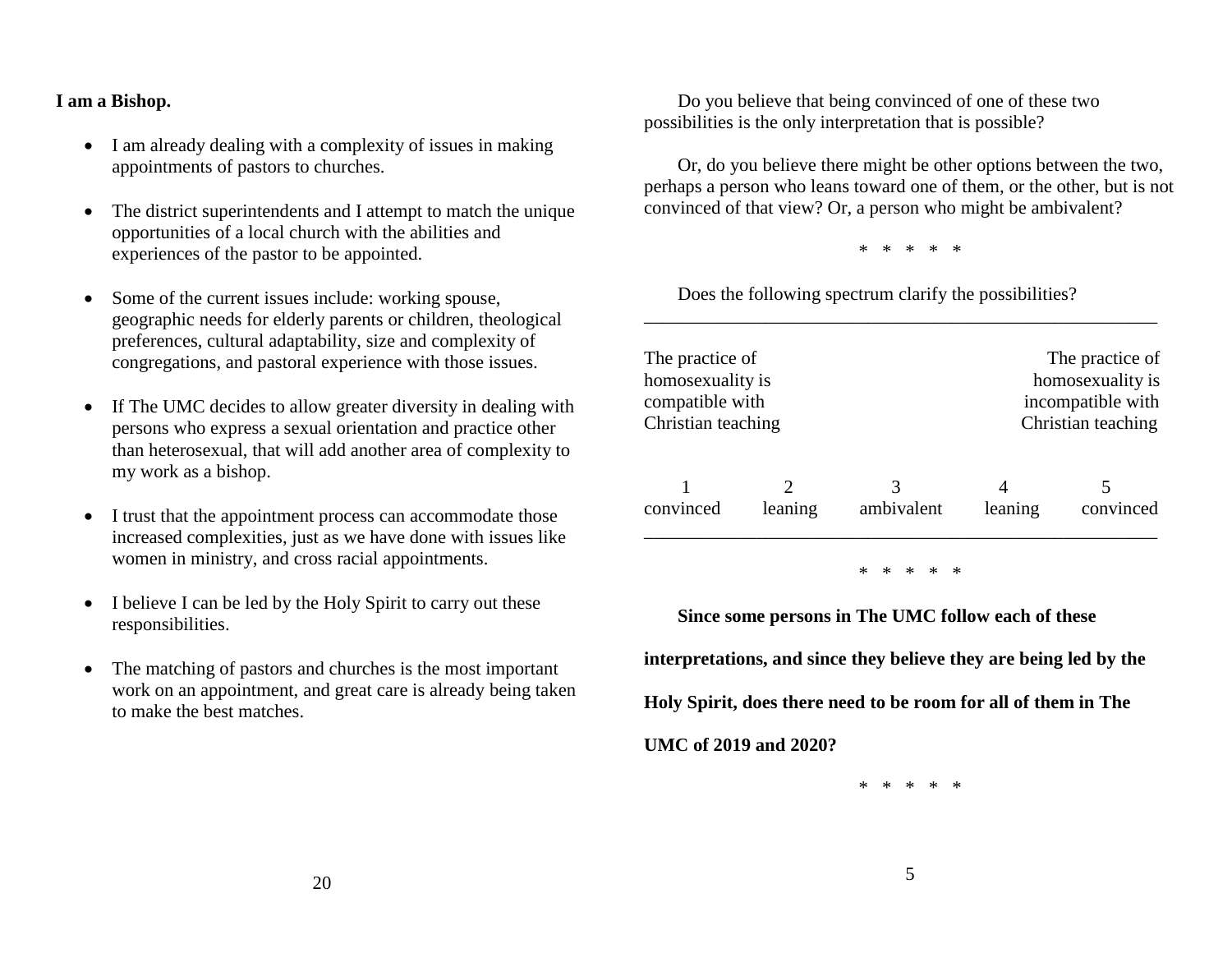**I am a Bishop.**

- I am already dealing with a complexity of issues in making appointments of pastors to churches.
- The district superintendents and I attempt to match the unique opportunities of a local church with the abilities and experiences of the pastor to be appointed.
- Some of the current issues include: working spouse, geographic needs for elderly parents or children, theological preferences, cultural adaptability, size and complexity of congregations, and pastoral experience with those issues.
- If The UMC decides to allow greater diversity in dealing with persons who express a sexual orientation and practice other than heterosexual, that will add another area of complexity to my work as a bishop.
- I trust that the appointment process can accommodate those increased complexities, just as we have done with issues like women in ministry, and cross racial appointments.
- I believe I can be led by the Holy Spirit to carry out these responsibilities.
- The matching of pastors and churches is the most important work on an appointment, and great care is already being taken to make the best matches.

Do you believe that being convinced of one of these two possibilities is the only interpretation that is possible?

Or, do you believe there might be other options between the two, perhaps a person who leans toward one of them, or the other, but is not convinced of that view? Or, a person who might be ambivalent?

\* \* \* \* \*

Does the following spectrum clarify the possibilities?

| The practice of homosexuality is compatible with Christian teaching | | | | The practice of homosexuality is incompatible with Christian teaching |
|---|---|---|---|---|
| 1 | 2 | 3 | 4 | 5 |
| convinced | leaning | ambivalent | leaning | convinced |

\* \* \* \* \*

**Since some persons in The UMC follow each of these interpretations, and since they believe they are being led by the Holy Spirit, does there need to be room for all of them in The UMC of 2019 and 2020?**

\* \* \* \* \*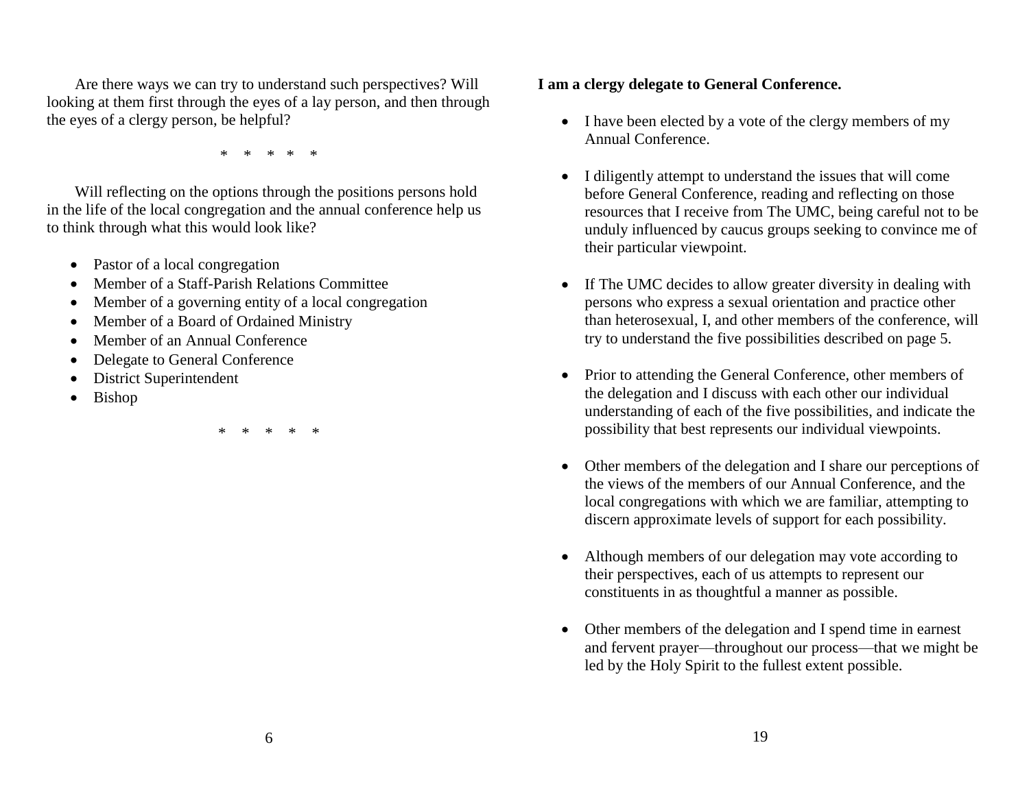Are there ways we can try to understand such perspectives? Will looking at them first through the eyes of a lay person, and then through the eyes of a clergy person, be helpful?

\* \* \* \* \*

Will reflecting on the options through the positions persons hold in the life of the local congregation and the annual conference help us to think through what this would look like?

- Pastor of a local congregation
- Member of a Staff-Parish Relations Committee
- Member of a governing entity of a local congregation
- Member of a Board of Ordained Ministry
- Member of an Annual Conference
- Delegate to General Conference
- District Superintendent
- Bishop

\* \* \* \* \*

**I am a clergy delegate to General Conference.**

- I have been elected by a vote of the clergy members of my Annual Conference.
- I diligently attempt to understand the issues that will come before General Conference, reading and reflecting on those resources that I receive from The UMC, being careful not to be unduly influenced by caucus groups seeking to convince me of their particular viewpoint.
- If The UMC decides to allow greater diversity in dealing with persons who express a sexual orientation and practice other than heterosexual, I, and other members of the conference, will try to understand the five possibilities described on page 5.
- Prior to attending the General Conference, other members of the delegation and I discuss with each other our individual understanding of each of the five possibilities, and indicate the possibility that best represents our individual viewpoints.
- Other members of the delegation and I share our perceptions of the views of the members of our Annual Conference, and the local congregations with which we are familiar, attempting to discern approximate levels of support for each possibility.
- Although members of our delegation may vote according to their perspectives, each of us attempts to represent our constituents in as thoughtful a manner as possible.
- Other members of the delegation and I spend time in earnest and fervent prayer—throughout our process—that we might be led by the Holy Spirit to the fullest extent possible.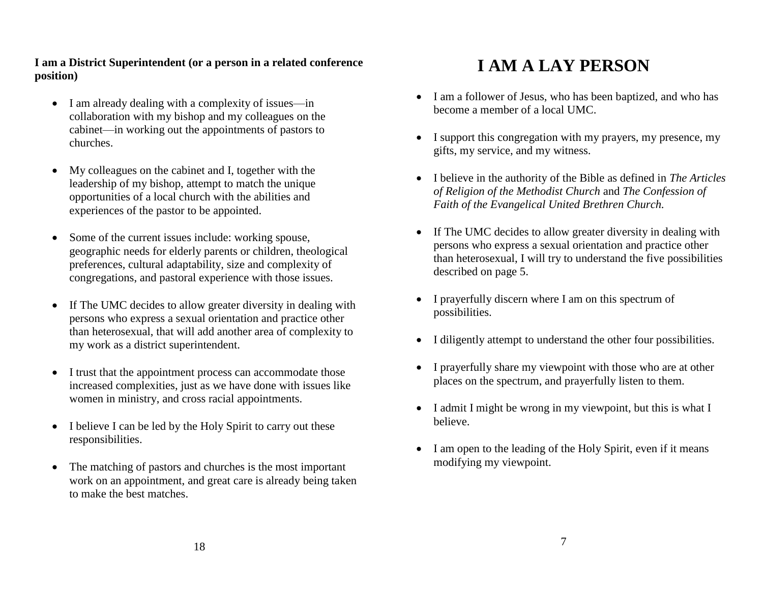**I am a District Superintendent (or a person in a related conference position)**

- I am already dealing with a complexity of issues—in collaboration with my bishop and my colleagues on the cabinet—in working out the appointments of pastors to churches.
- My colleagues on the cabinet and I, together with the leadership of my bishop, attempt to match the unique opportunities of a local church with the abilities and experiences of the pastor to be appointed.
- Some of the current issues include: working spouse, geographic needs for elderly parents or children, theological preferences, cultural adaptability, size and complexity of congregations, and pastoral experience with those issues.
- If The UMC decides to allow greater diversity in dealing with persons who express a sexual orientation and practice other than heterosexual, that will add another area of complexity to my work as a district superintendent.
- I trust that the appointment process can accommodate those increased complexities, just as we have done with issues like women in ministry, and cross racial appointments.
- I believe I can be led by the Holy Spirit to carry out these responsibilities.
- The matching of pastors and churches is the most important work on an appointment, and great care is already being taken to make the best matches.

# I AM A LAY PERSON

- I am a follower of Jesus, who has been baptized, and who has become a member of a local UMC.
- I support this congregation with my prayers, my presence, my gifts, my service, and my witness.
- I believe in the authority of the Bible as defined in *The Articles of Religion of the Methodist Church* and *The Confession of Faith of the Evangelical United Brethren Church.*
- If The UMC decides to allow greater diversity in dealing with persons who express a sexual orientation and practice other than heterosexual, I will try to understand the five possibilities described on page 5.
- I prayerfully discern where I am on this spectrum of possibilities.
- I diligently attempt to understand the other four possibilities.
- I prayerfully share my viewpoint with those who are at other places on the spectrum, and prayerfully listen to them.
- I admit I might be wrong in my viewpoint, but this is what I believe.
- I am open to the leading of the Holy Spirit, even if it means modifying my viewpoint.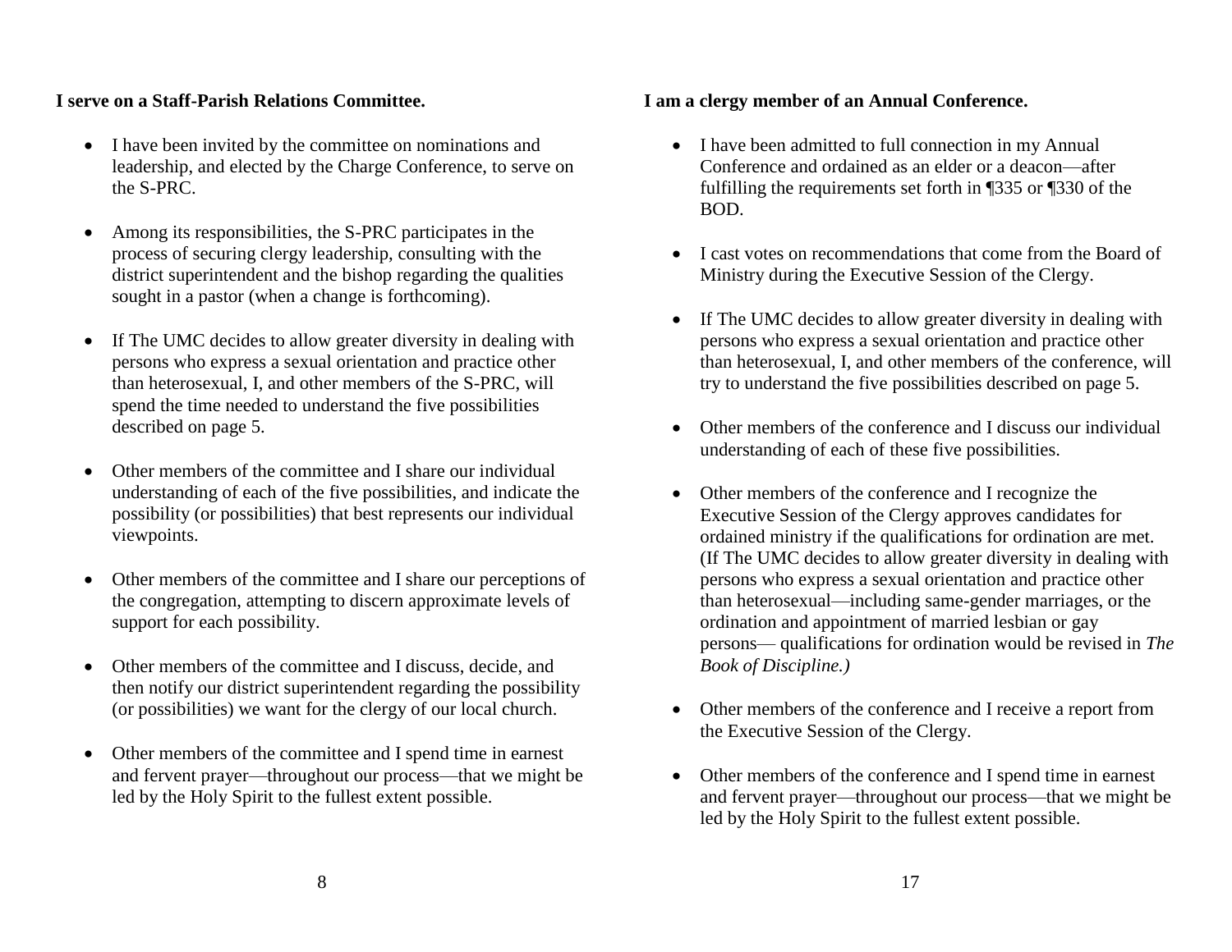**I serve on a Staff-Parish Relations Committee.**

- I have been invited by the committee on nominations and leadership, and elected by the Charge Conference, to serve on the S-PRC.
- Among its responsibilities, the S-PRC participates in the process of securing clergy leadership, consulting with the district superintendent and the bishop regarding the qualities sought in a pastor (when a change is forthcoming).
- If The UMC decides to allow greater diversity in dealing with persons who express a sexual orientation and practice other than heterosexual, I, and other members of the S-PRC, will spend the time needed to understand the five possibilities described on page 5.
- Other members of the committee and I share our individual understanding of each of the five possibilities, and indicate the possibility (or possibilities) that best represents our individual viewpoints.
- Other members of the committee and I share our perceptions of the congregation, attempting to discern approximate levels of support for each possibility.
- Other members of the committee and I discuss, decide, and then notify our district superintendent regarding the possibility (or possibilities) we want for the clergy of our local church.
- Other members of the committee and I spend time in earnest and fervent prayer—throughout our process—that we might be led by the Holy Spirit to the fullest extent possible.

**I am a clergy member of an Annual Conference.**

- I have been admitted to full connection in my Annual Conference and ordained as an elder or a deacon—after fulfilling the requirements set forth in ¶335 or ¶330 of the BOD.
- I cast votes on recommendations that come from the Board of Ministry during the Executive Session of the Clergy.
- If The UMC decides to allow greater diversity in dealing with persons who express a sexual orientation and practice other than heterosexual, I, and other members of the conference, will try to understand the five possibilities described on page 5.
- Other members of the conference and I discuss our individual understanding of each of these five possibilities.
- Other members of the conference and I recognize the Executive Session of the Clergy approves candidates for ordained ministry if the qualifications for ordination are met. (If The UMC decides to allow greater diversity in dealing with persons who express a sexual orientation and practice other than heterosexual—including same-gender marriages, or the ordination and appointment of married lesbian or gay persons— qualifications for ordination would be revised in *The Book of Discipline.)*
- Other members of the conference and I receive a report from the Executive Session of the Clergy.
- Other members of the conference and I spend time in earnest and fervent prayer—throughout our process—that we might be led by the Holy Spirit to the fullest extent possible.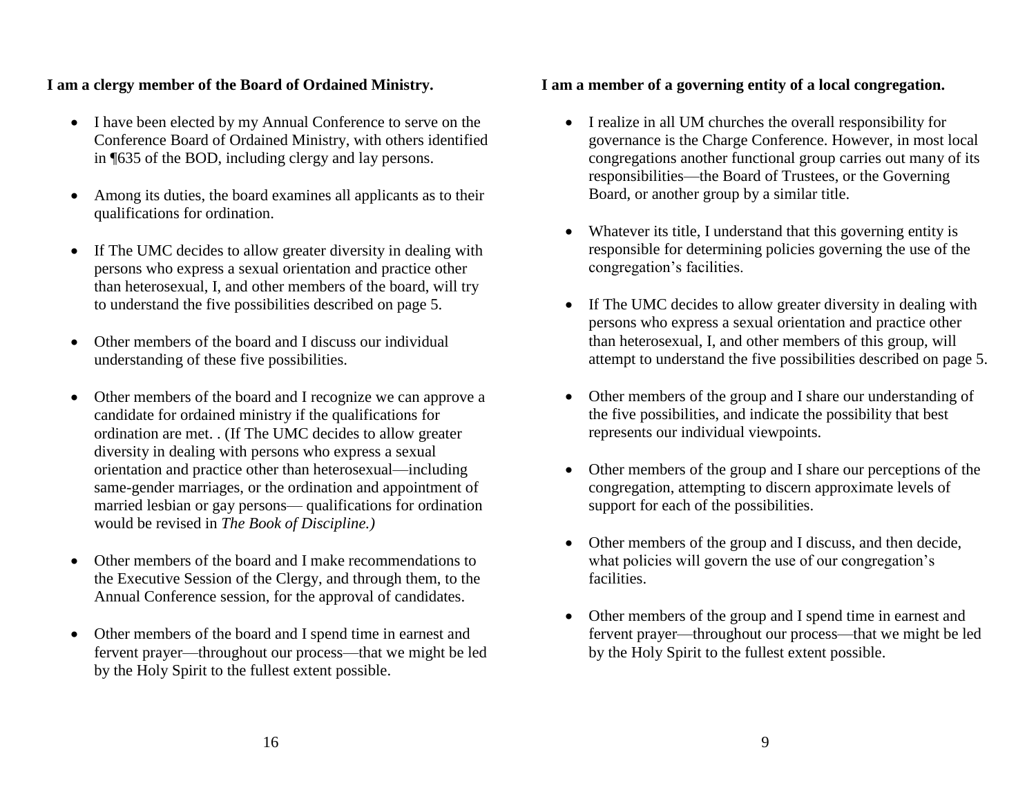**I am a clergy member of the Board of Ordained Ministry.**

- I have been elected by my Annual Conference to serve on the Conference Board of Ordained Ministry, with others identified in ¶635 of the BOD, including clergy and lay persons.
- Among its duties, the board examines all applicants as to their qualifications for ordination.
- If The UMC decides to allow greater diversity in dealing with persons who express a sexual orientation and practice other than heterosexual, I, and other members of the board, will try to understand the five possibilities described on page 5.
- Other members of the board and I discuss our individual understanding of these five possibilities.
- Other members of the board and I recognize we can approve a candidate for ordained ministry if the qualifications for ordination are met. . (If The UMC decides to allow greater diversity in dealing with persons who express a sexual orientation and practice other than heterosexual—including same-gender marriages, or the ordination and appointment of married lesbian or gay persons— qualifications for ordination would be revised in *The Book of Discipline.)*
- Other members of the board and I make recommendations to the Executive Session of the Clergy, and through them, to the Annual Conference session, for the approval of candidates.
- Other members of the board and I spend time in earnest and fervent prayer—throughout our process—that we might be led by the Holy Spirit to the fullest extent possible.

**I am a member of a governing entity of a local congregation.**

- I realize in all UM churches the overall responsibility for governance is the Charge Conference. However, in most local congregations another functional group carries out many of its responsibilities—the Board of Trustees, or the Governing Board, or another group by a similar title.
- Whatever its title, I understand that this governing entity is responsible for determining policies governing the use of the congregation's facilities.
- If The UMC decides to allow greater diversity in dealing with persons who express a sexual orientation and practice other than heterosexual, I, and other members of this group, will attempt to understand the five possibilities described on page 5.
- Other members of the group and I share our understanding of the five possibilities, and indicate the possibility that best represents our individual viewpoints.
- Other members of the group and I share our perceptions of the congregation, attempting to discern approximate levels of support for each of the possibilities.
- Other members of the group and I discuss, and then decide, what policies will govern the use of our congregation's facilities.
- Other members of the group and I spend time in earnest and fervent prayer—throughout our process—that we might be led by the Holy Spirit to the fullest extent possible.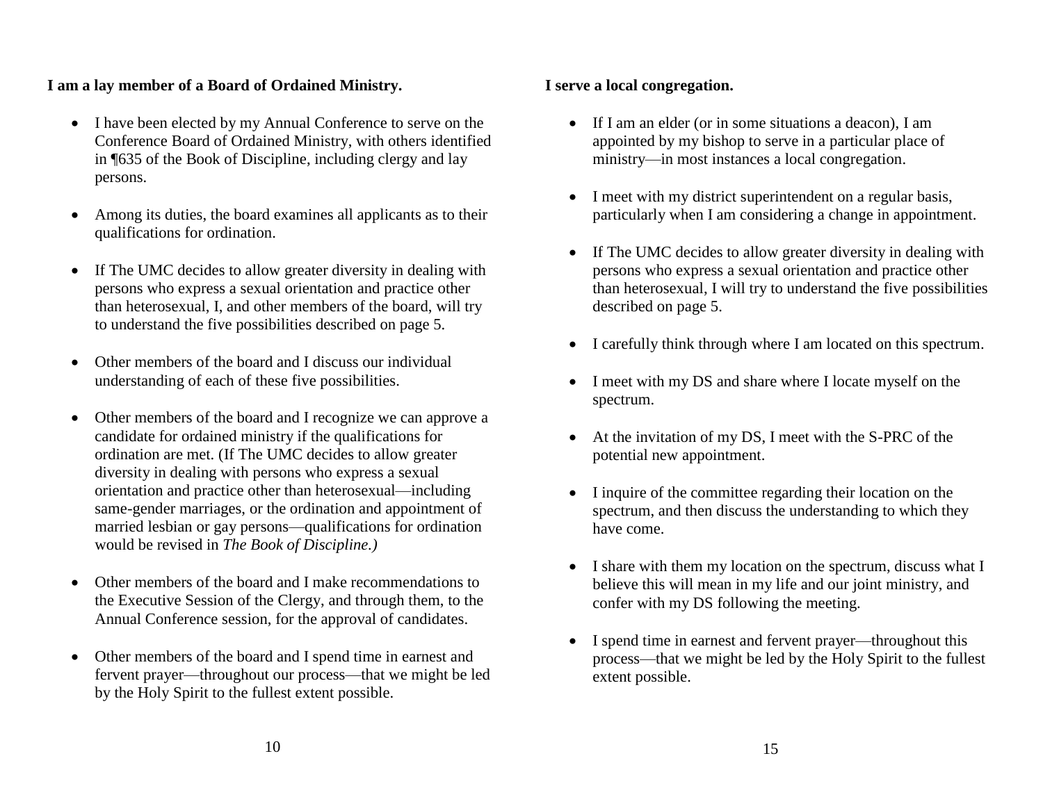**I am a lay member of a Board of Ordained Ministry.**

- I have been elected by my Annual Conference to serve on the Conference Board of Ordained Ministry, with others identified in ¶635 of the Book of Discipline, including clergy and lay persons.
- Among its duties, the board examines all applicants as to their qualifications for ordination.
- If The UMC decides to allow greater diversity in dealing with persons who express a sexual orientation and practice other than heterosexual, I, and other members of the board, will try to understand the five possibilities described on page 5.
- Other members of the board and I discuss our individual understanding of each of these five possibilities.
- Other members of the board and I recognize we can approve a candidate for ordained ministry if the qualifications for ordination are met. (If The UMC decides to allow greater diversity in dealing with persons who express a sexual orientation and practice other than heterosexual—including same-gender marriages, or the ordination and appointment of married lesbian or gay persons—qualifications for ordination would be revised in *The Book of Discipline.)*
- Other members of the board and I make recommendations to the Executive Session of the Clergy, and through them, to the Annual Conference session, for the approval of candidates.
- Other members of the board and I spend time in earnest and fervent prayer—throughout our process—that we might be led by the Holy Spirit to the fullest extent possible.

**I serve a local congregation.**

- If I am an elder (or in some situations a deacon), I am appointed by my bishop to serve in a particular place of ministry—in most instances a local congregation.
- I meet with my district superintendent on a regular basis, particularly when I am considering a change in appointment.
- If The UMC decides to allow greater diversity in dealing with persons who express a sexual orientation and practice other than heterosexual, I will try to understand the five possibilities described on page 5.
- I carefully think through where I am located on this spectrum.
- I meet with my DS and share where I locate myself on the spectrum.
- At the invitation of my DS, I meet with the S-PRC of the potential new appointment.
- I inquire of the committee regarding their location on the spectrum, and then discuss the understanding to which they have come.
- I share with them my location on the spectrum, discuss what I believe this will mean in my life and our joint ministry, and confer with my DS following the meeting.
- I spend time in earnest and fervent prayer—throughout this process—that we might be led by the Holy Spirit to the fullest extent possible.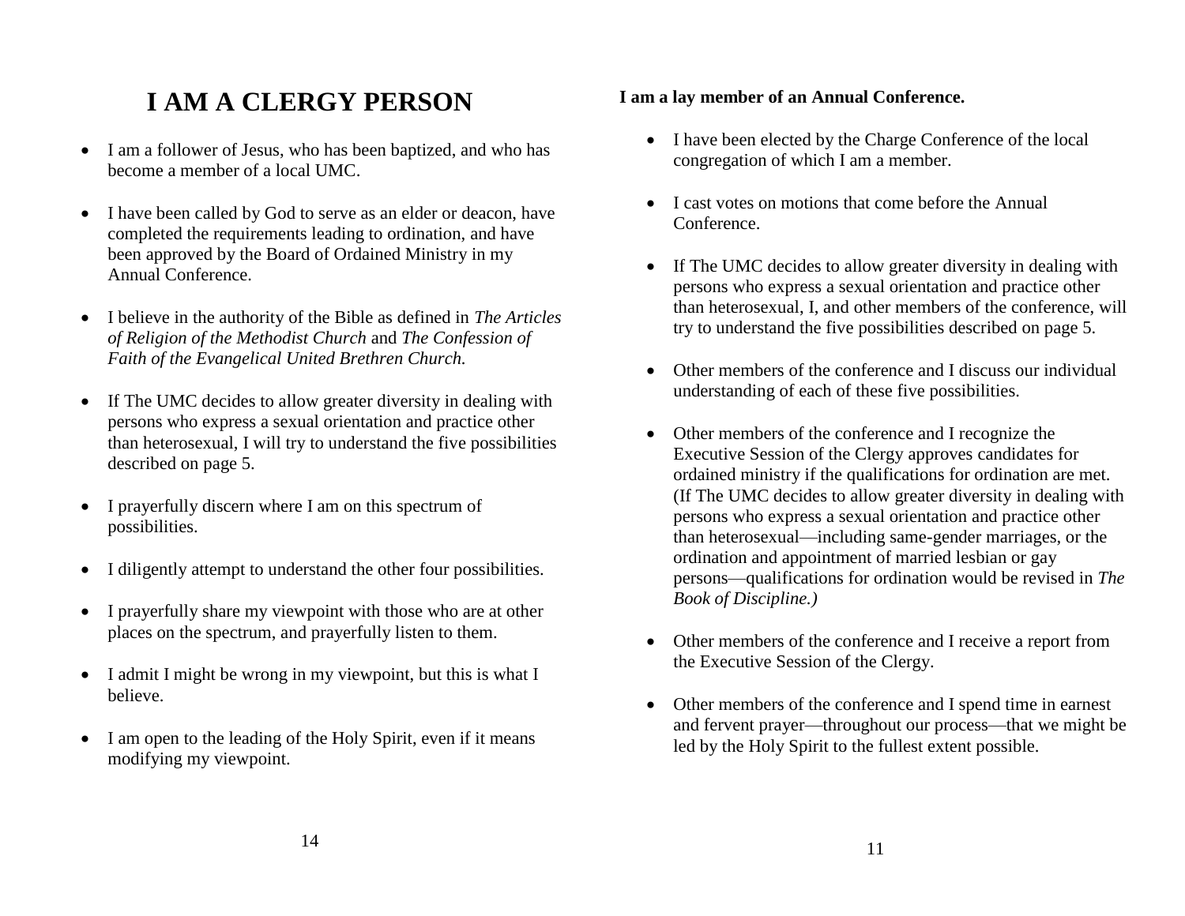# I AM A CLERGY PERSON

- I am a follower of Jesus, who has been baptized, and who has become a member of a local UMC.
- I have been called by God to serve as an elder or deacon, have completed the requirements leading to ordination, and have been approved by the Board of Ordained Ministry in my Annual Conference.
- I believe in the authority of the Bible as defined in *The Articles of Religion of the Methodist Church* and *The Confession of Faith of the Evangelical United Brethren Church.*
- If The UMC decides to allow greater diversity in dealing with persons who express a sexual orientation and practice other than heterosexual, I will try to understand the five possibilities described on page 5.
- I prayerfully discern where I am on this spectrum of possibilities.
- I diligently attempt to understand the other four possibilities.
- I prayerfully share my viewpoint with those who are at other places on the spectrum, and prayerfully listen to them.
- I admit I might be wrong in my viewpoint, but this is what I believe.
- I am open to the leading of the Holy Spirit, even if it means modifying my viewpoint.

**I am a lay member of an Annual Conference.**

- I have been elected by the Charge Conference of the local congregation of which I am a member.
- I cast votes on motions that come before the Annual Conference.
- If The UMC decides to allow greater diversity in dealing with persons who express a sexual orientation and practice other than heterosexual, I, and other members of the conference, will try to understand the five possibilities described on page 5.
- Other members of the conference and I discuss our individual understanding of each of these five possibilities.
- Other members of the conference and I recognize the Executive Session of the Clergy approves candidates for ordained ministry if the qualifications for ordination are met. (If The UMC decides to allow greater diversity in dealing with persons who express a sexual orientation and practice other than heterosexual—including same-gender marriages, or the ordination and appointment of married lesbian or gay persons—qualifications for ordination would be revised in *The Book of Discipline.)*
- Other members of the conference and I receive a report from the Executive Session of the Clergy.
- Other members of the conference and I spend time in earnest and fervent prayer—throughout our process—that we might be led by the Holy Spirit to the fullest extent possible.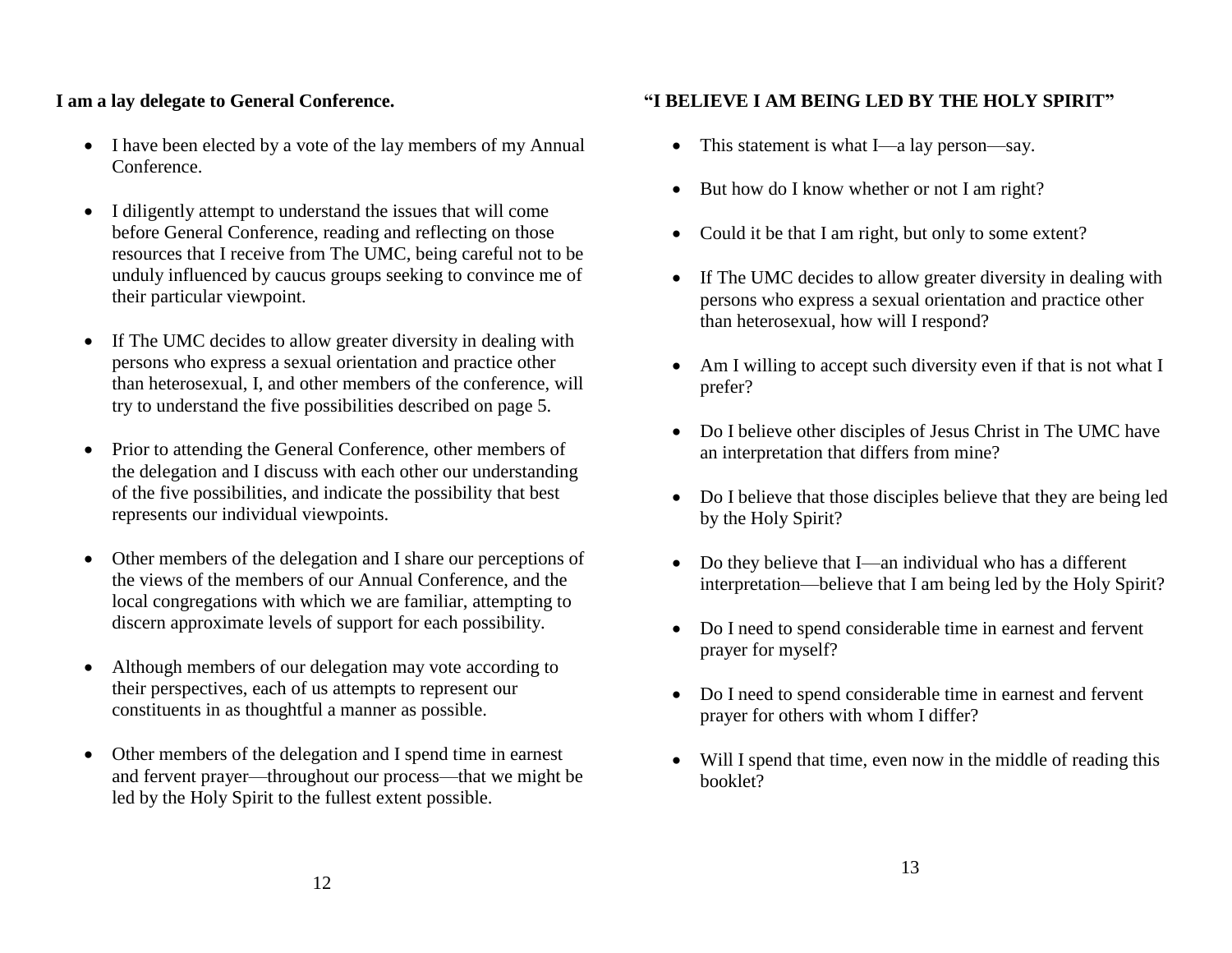**I am a lay delegate to General Conference.**

- I have been elected by a vote of the lay members of my Annual Conference.
- I diligently attempt to understand the issues that will come before General Conference, reading and reflecting on those resources that I receive from The UMC, being careful not to be unduly influenced by caucus groups seeking to convince me of their particular viewpoint.
- If The UMC decides to allow greater diversity in dealing with persons who express a sexual orientation and practice other than heterosexual, I, and other members of the conference, will try to understand the five possibilities described on page 5.
- Prior to attending the General Conference, other members of the delegation and I discuss with each other our understanding of the five possibilities, and indicate the possibility that best represents our individual viewpoints.
- Other members of the delegation and I share our perceptions of the views of the members of our Annual Conference, and the local congregations with which we are familiar, attempting to discern approximate levels of support for each possibility.
- Although members of our delegation may vote according to their perspectives, each of us attempts to represent our constituents in as thoughtful a manner as possible.
- Other members of the delegation and I spend time in earnest and fervent prayer—throughout our process—that we might be led by the Holy Spirit to the fullest extent possible.

**"I BELIEVE I AM BEING LED BY THE HOLY SPIRIT"**

- This statement is what I—a lay person—say.
- But how do I know whether or not I am right?
- Could it be that I am right, but only to some extent?
- If The UMC decides to allow greater diversity in dealing with persons who express a sexual orientation and practice other than heterosexual, how will I respond?
- Am I willing to accept such diversity even if that is not what I prefer?
- Do I believe other disciples of Jesus Christ in The UMC have an interpretation that differs from mine?
- Do I believe that those disciples believe that they are being led by the Holy Spirit?
- Do they believe that I—an individual who has a different interpretation—believe that I am being led by the Holy Spirit?
- Do I need to spend considerable time in earnest and fervent prayer for myself?
- Do I need to spend considerable time in earnest and fervent prayer for others with whom I differ?
- Will I spend that time, even now in the middle of reading this booklet?